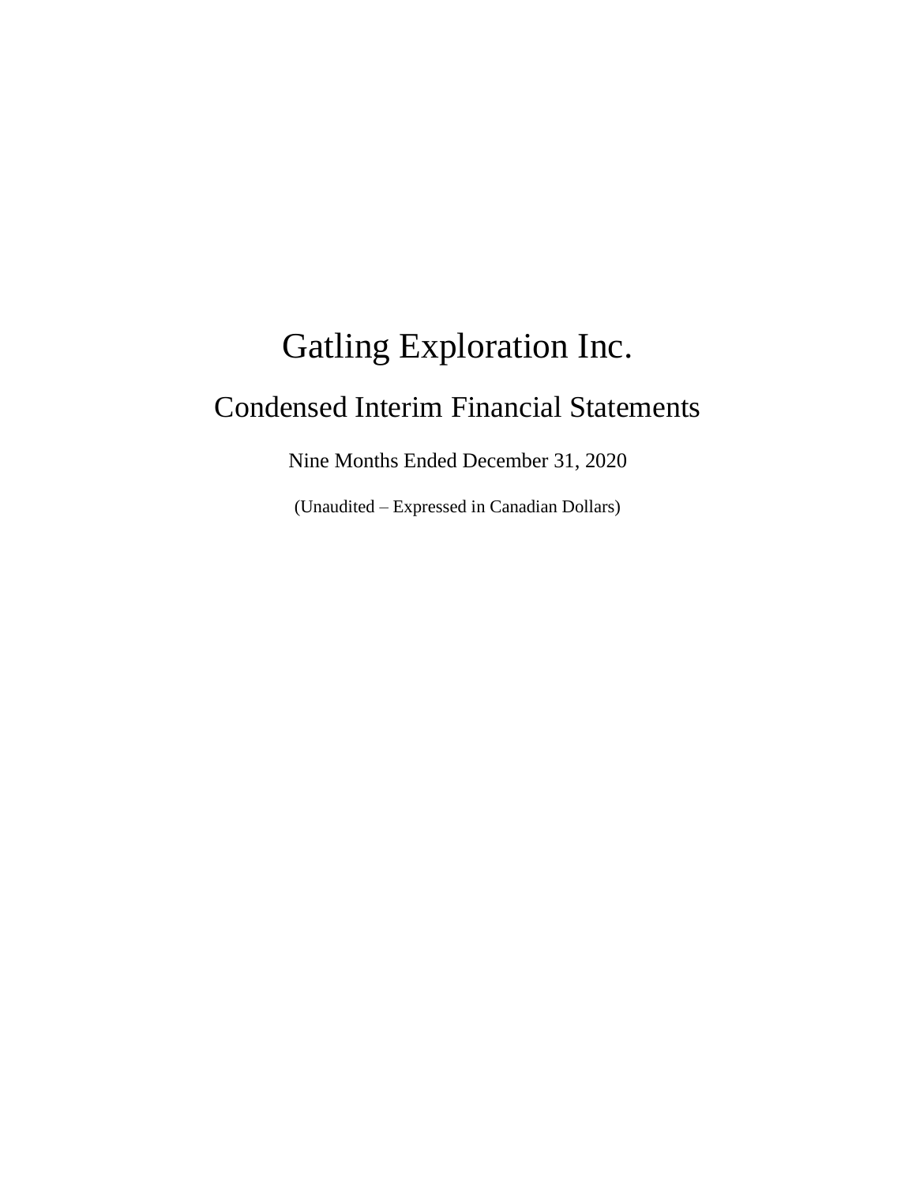# Gatling Exploration Inc.

## Condensed Interim Financial Statements

Nine Months Ended December 31, 2020

(Unaudited – Expressed in Canadian Dollars)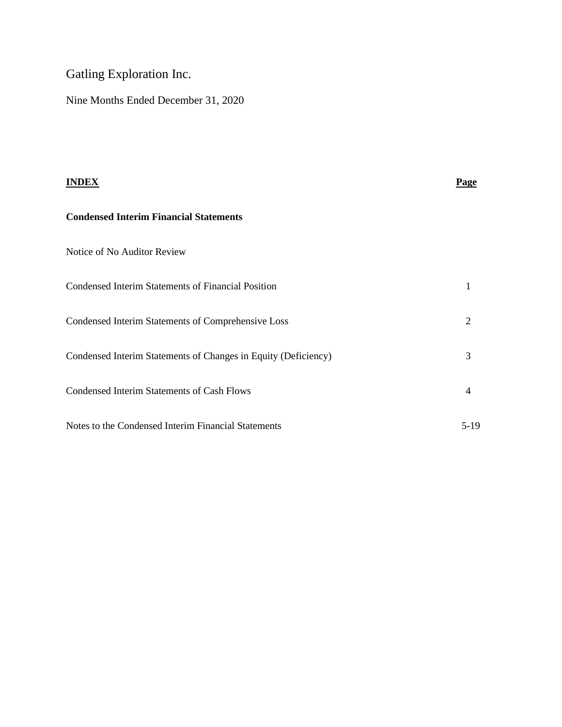# Gatling Exploration Inc.

Nine Months Ended December 31, 2020

| **INDEX** | **Page** |
| --- | --- |
| **Condensed Interim Financial Statements** | |
| Notice of No Auditor Review | |
| Condensed Interim Statements of Financial Position | 1 |
| Condensed Interim Statements of Comprehensive Loss | 2 |
| Condensed Interim Statements of Changes in Equity (Deficiency) | 3 |
| Condensed Interim Statements of Cash Flows | 4 |
| Notes to the Condensed Interim Financial Statements | 5-19 |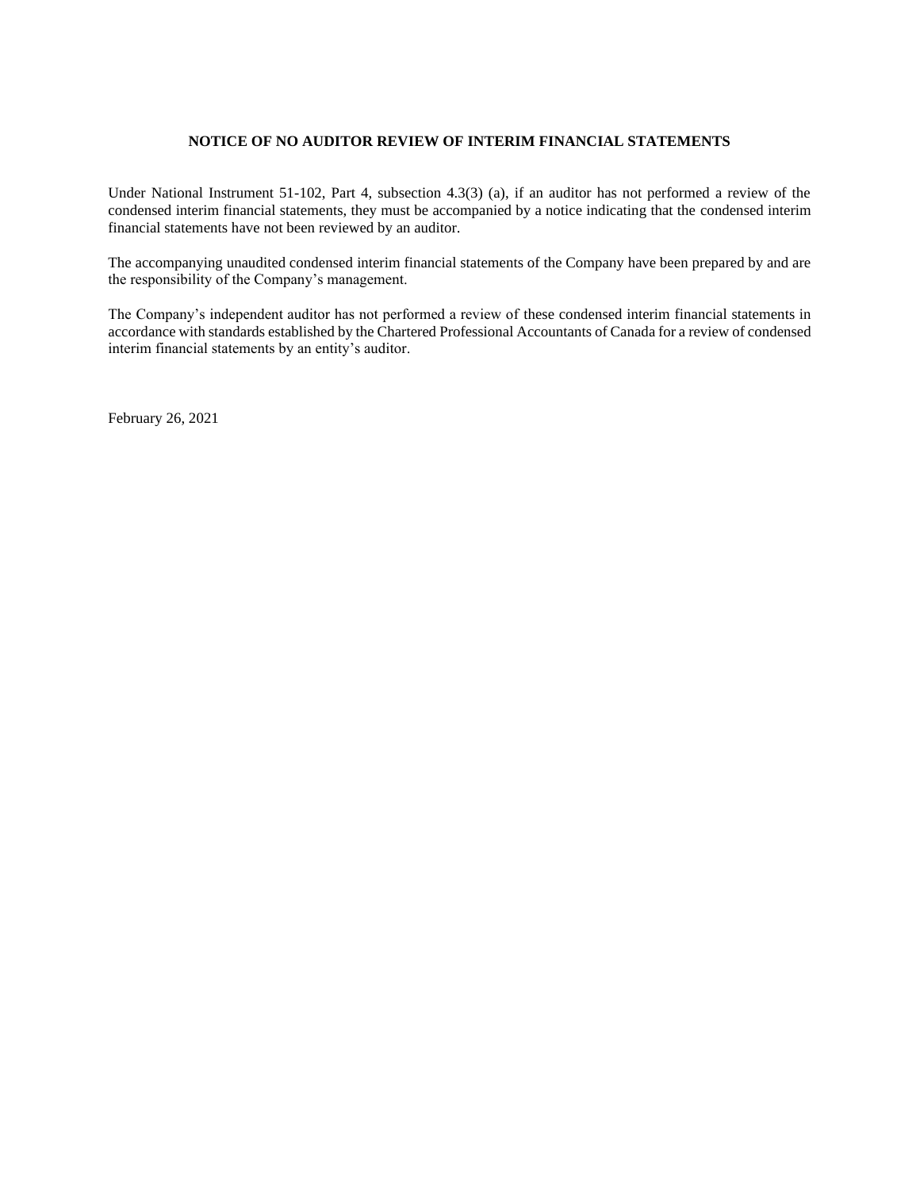**NOTICE OF NO AUDITOR REVIEW OF INTERIM FINANCIAL STATEMENTS**

Under National Instrument 51-102, Part 4, subsection 4.3(3) (a), if an auditor has not performed a review of the condensed interim financial statements, they must be accompanied by a notice indicating that the condensed interim financial statements have not been reviewed by an auditor.

The accompanying unaudited condensed interim financial statements of the Company have been prepared by and are the responsibility of the Company's management.

The Company's independent auditor has not performed a review of these condensed interim financial statements in accordance with standards established by the Chartered Professional Accountants of Canada for a review of condensed interim financial statements by an entity's auditor.

February 26, 2021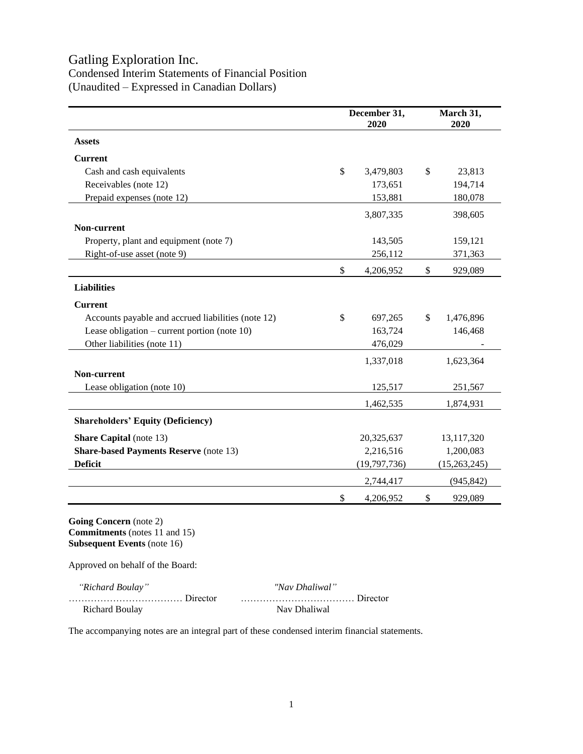# Gatling Exploration Inc.

Condensed Interim Statements of Financial Position

(Unaudited – Expressed in Canadian Dollars)

| | December 31, 2020 | March 31, 2020 |
|---|---|---|
| **Assets** | | |
| **Current** | | |
| Cash and cash equivalents | $ 3,479,803 | $ 23,813 |
| Receivables (note 12) | 173,651 | 194,714 |
| Prepaid expenses (note 12) | 153,881 | 180,078 |
| | 3,807,335 | 398,605 |
| **Non-current** | | |
| Property, plant and equipment (note 7) | 143,505 | 159,121 |
| Right-of-use asset (note 9) | 256,112 | 371,363 |
| | $ 4,206,952 | $ 929,089 |
| **Liabilities** | | |
| **Current** | | |
| Accounts payable and accrued liabilities (note 12) | $ 697,265 | $ 1,476,896 |
| Lease obligation – current portion (note 10) | 163,724 | 146,468 |
| Other liabilities (note 11) | 476,029 | - |
| | 1,337,018 | 1,623,364 |
| **Non-current** | | |
| Lease obligation (note 10) | 125,517 | 251,567 |
| | 1,462,535 | 1,874,931 |
| **Shareholders' Equity (Deficiency)** | | |
| **Share Capital** (note 13) | 20,325,637 | 13,117,320 |
| **Share-based Payments Reserve** (note 13) | 2,216,516 | 1,200,083 |
| **Deficit** | (19,797,736) | (15,263,245) |
| | 2,744,417 | (945,842) |
| | $ 4,206,952 | $ 929,089 |

**Going Concern** (note 2)
**Commitments** (notes 11 and 15)
**Subsequent Events** (note 16)

Approved on behalf of the Board:

| *"Richard Boulay"* | *"Nav Dhaliwal"* |
|---|---|
| ……………………………… Director | ……………………………… Director |
| Richard Boulay | Nav Dhaliwal |

The accompanying notes are an integral part of these condensed interim financial statements.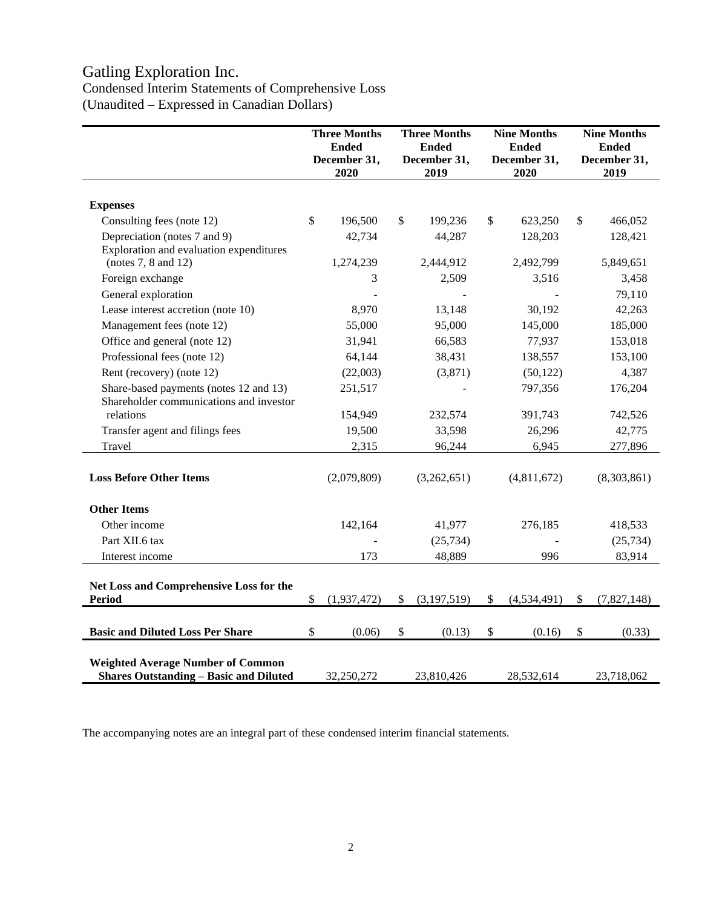# Gatling Exploration Inc.

Condensed Interim Statements of Comprehensive Loss
(Unaudited – Expressed in Canadian Dollars)

| | Three Months Ended December 31, 2020 | Three Months Ended December 31, 2019 | Nine Months Ended December 31, 2020 | Nine Months Ended December 31, 2019 |
|---|---|---|---|---|
| **Expenses** | | | | |
| Consulting fees (note 12) | $ 196,500 | $ 199,236 | $ 623,250 | $ 466,052 |
| Depreciation (notes 7 and 9) | 42,734 | 44,287 | 128,203 | 128,421 |
| Exploration and evaluation expenditures (notes 7, 8 and 12) | 1,274,239 | 2,444,912 | 2,492,799 | 5,849,651 |
| Foreign exchange | 3 | 2,509 | 3,516 | 3,458 |
| General exploration | - | - | - | 79,110 |
| Lease interest accretion (note 10) | 8,970 | 13,148 | 30,192 | 42,263 |
| Management fees (note 12) | 55,000 | 95,000 | 145,000 | 185,000 |
| Office and general (note 12) | 31,941 | 66,583 | 77,937 | 153,018 |
| Professional fees (note 12) | 64,144 | 38,431 | 138,557 | 153,100 |
| Rent (recovery) (note 12) | (22,003) | (3,871) | (50,122) | 4,387 |
| Share-based payments (notes 12 and 13) | 251,517 | - | 797,356 | 176,204 |
| Shareholder communications and investor relations | 154,949 | 232,574 | 391,743 | 742,526 |
| Transfer agent and filings fees | 19,500 | 33,598 | 26,296 | 42,775 |
| Travel | 2,315 | 96,244 | 6,945 | 277,896 |
| **Loss Before Other Items** | (2,079,809) | (3,262,651) | (4,811,672) | (8,303,861) |
| **Other Items** | | | | |
| Other income | 142,164 | 41,977 | 276,185 | 418,533 |
| Part XII.6 tax | - | (25,734) | - | (25,734) |
| Interest income | 173 | 48,889 | 996 | 83,914 |
| **Net Loss and Comprehensive Loss for the Period** | $ (1,937,472) | $ (3,197,519) | $ (4,534,491) | $ (7,827,148) |
| **Basic and Diluted Loss Per Share** | $ (0.06) | $ (0.13) | $ (0.16) | $ (0.33) |
| **Weighted Average Number of Common Shares Outstanding – Basic and Diluted** | 32,250,272 | 23,810,426 | 28,532,614 | 23,718,062 |

The accompanying notes are an integral part of these condensed interim financial statements.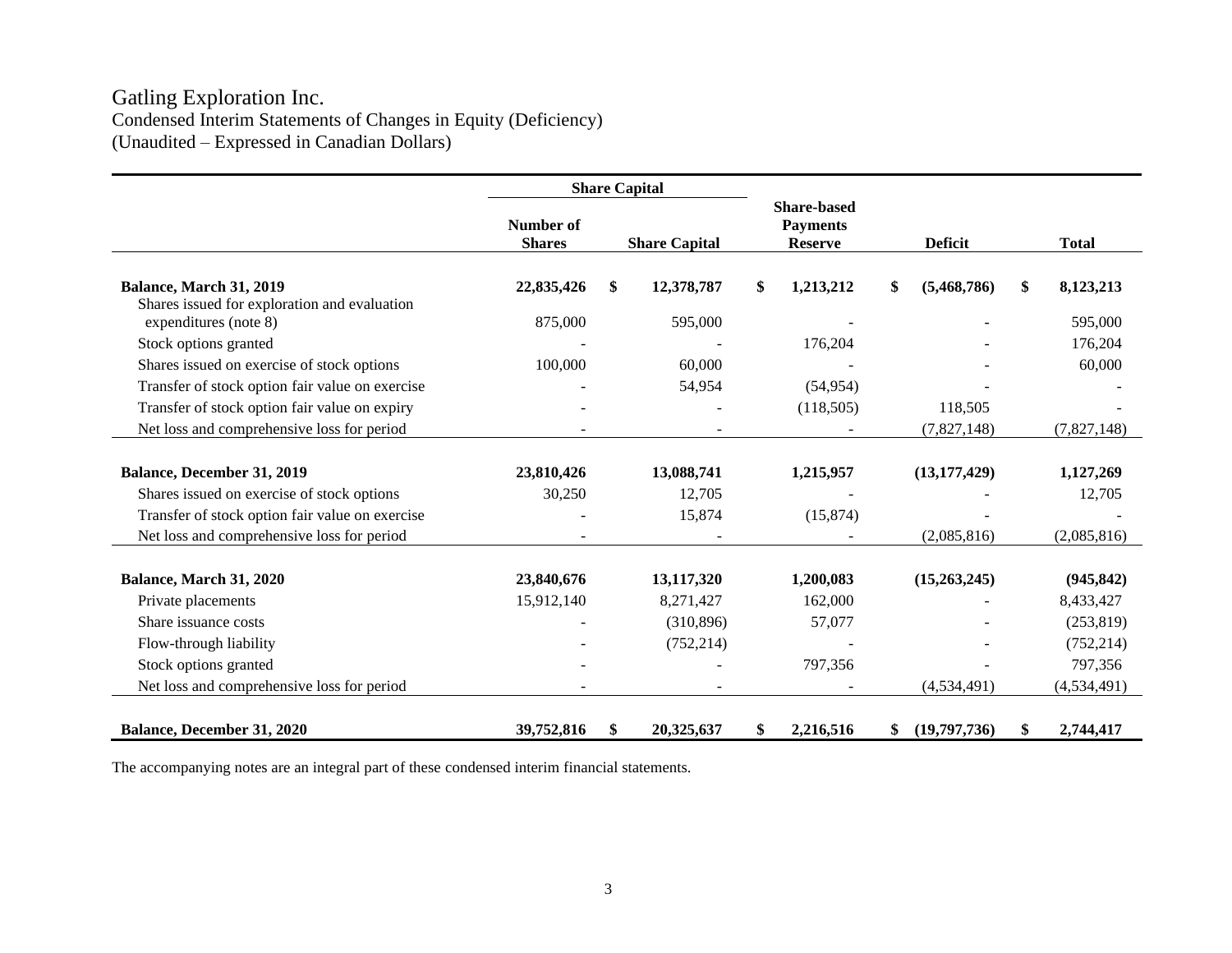# Gatling Exploration Inc.

Condensed Interim Statements of Changes in Equity (Deficiency)
(Unaudited – Expressed in Canadian Dollars)

| | Share Capital | | Share-based Payments Reserve | Deficit | Total |
|---|---|---|---|---|---|
| | Number of Shares | Share Capital | | | |
| **Balance, March 31, 2019** | **22,835,426** | **$ 12,378,787** | **$ 1,213,212** | **$ (5,468,786)** | **$ 8,123,213** |
| Shares issued for exploration and evaluation expenditures (note 8) | 875,000 | 595,000 | - | - | 595,000 |
| Stock options granted | - | - | 176,204 | - | 176,204 |
| Shares issued on exercise of stock options | 100,000 | 60,000 | - | - | 60,000 |
| Transfer of stock option fair value on exercise | - | 54,954 | (54,954) | - | - |
| Transfer of stock option fair value on expiry | - | - | (118,505) | 118,505 | - |
| Net loss and comprehensive loss for period | - | - | - | (7,827,148) | (7,827,148) |
| **Balance, December 31, 2019** | **23,810,426** | **13,088,741** | **1,215,957** | **(13,177,429)** | **1,127,269** |
| Shares issued on exercise of stock options | 30,250 | 12,705 | - | - | 12,705 |
| Transfer of stock option fair value on exercise | - | 15,874 | (15,874) | - | - |
| Net loss and comprehensive loss for period | - | - | - | (2,085,816) | (2,085,816) |
| **Balance, March 31, 2020** | **23,840,676** | **13,117,320** | **1,200,083** | **(15,263,245)** | **(945,842)** |
| Private placements | 15,912,140 | 8,271,427 | 162,000 | - | 8,433,427 |
| Share issuance costs | - | (310,896) | 57,077 | - | (253,819) |
| Flow-through liability | - | (752,214) | - | - | (752,214) |
| Stock options granted | - | - | 797,356 | - | 797,356 |
| Net loss and comprehensive loss for period | - | - | - | (4,534,491) | (4,534,491) |
| **Balance, December 31, 2020** | **39,752,816** | **$ 20,325,637** | **$ 2,216,516** | **$ (19,797,736)** | **$ 2,744,417** |

The accompanying notes are an integral part of these condensed interim financial statements.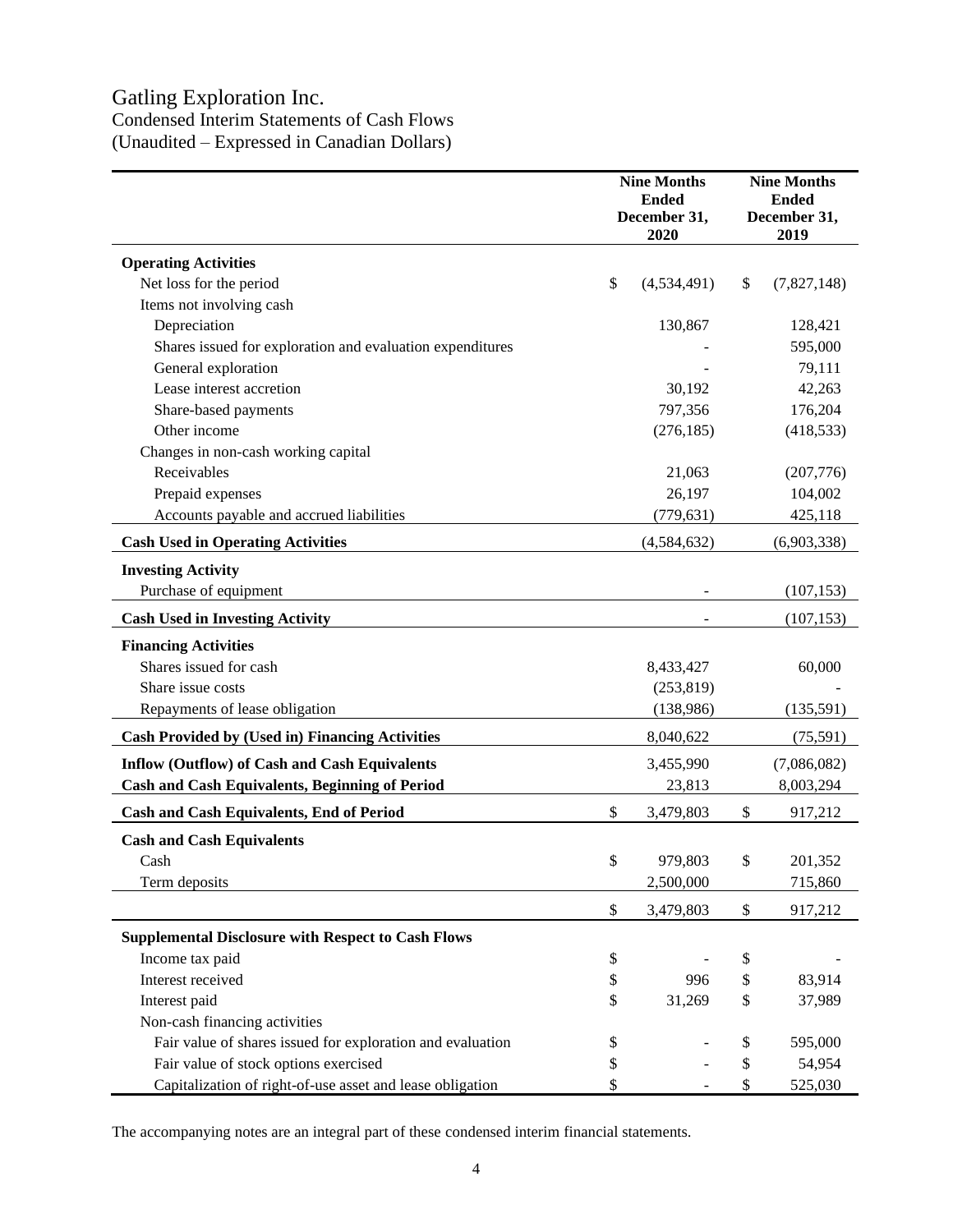# Gatling Exploration Inc.

## Condensed Interim Statements of Cash Flows

(Unaudited – Expressed in Canadian Dollars)

| | Nine Months Ended December 31, 2020 | Nine Months Ended December 31, 2019 |
|---|---|---|
| **Operating Activities** | | |
| Net loss for the period | $ (4,534,491) | $ (7,827,148) |
| Items not involving cash | | |
| Depreciation | 130,867 | 128,421 |
| Shares issued for exploration and evaluation expenditures | - | 595,000 |
| General exploration | - | 79,111 |
| Lease interest accretion | 30,192 | 42,263 |
| Share-based payments | 797,356 | 176,204 |
| Other income | (276,185) | (418,533) |
| Changes in non-cash working capital | | |
| Receivables | 21,063 | (207,776) |
| Prepaid expenses | 26,197 | 104,002 |
| Accounts payable and accrued liabilities | (779,631) | 425,118 |
| **Cash Used in Operating Activities** | (4,584,632) | (6,903,338) |
| **Investing Activity** | | |
| Purchase of equipment | - | (107,153) |
| **Cash Used in Investing Activity** | - | (107,153) |
| **Financing Activities** | | |
| Shares issued for cash | 8,433,427 | 60,000 |
| Share issue costs | (253,819) | - |
| Repayments of lease obligation | (138,986) | (135,591) |
| **Cash Provided by (Used in) Financing Activities** | 8,040,622 | (75,591) |
| **Inflow (Outflow) of Cash and Cash Equivalents** | 3,455,990 | (7,086,082) |
| **Cash and Cash Equivalents, Beginning of Period** | 23,813 | 8,003,294 |
| **Cash and Cash Equivalents, End of Period** | $ 3,479,803 | $ 917,212 |
| **Cash and Cash Equivalents** | | |
| Cash | $ 979,803 | $ 201,352 |
| Term deposits | 2,500,000 | 715,860 |
| | $ 3,479,803 | $ 917,212 |
| **Supplemental Disclosure with Respect to Cash Flows** | | |
| Income tax paid | $ - | $ - |
| Interest received | $ 996 | $ 83,914 |
| Interest paid | $ 31,269 | $ 37,989 |
| Non-cash financing activities | | |
| Fair value of shares issued for exploration and evaluation | $ - | $ 595,000 |
| Fair value of stock options exercised | $ - | $ 54,954 |
| Capitalization of right-of-use asset and lease obligation | $ - | $ 525,030 |

The accompanying notes are an integral part of these condensed interim financial statements.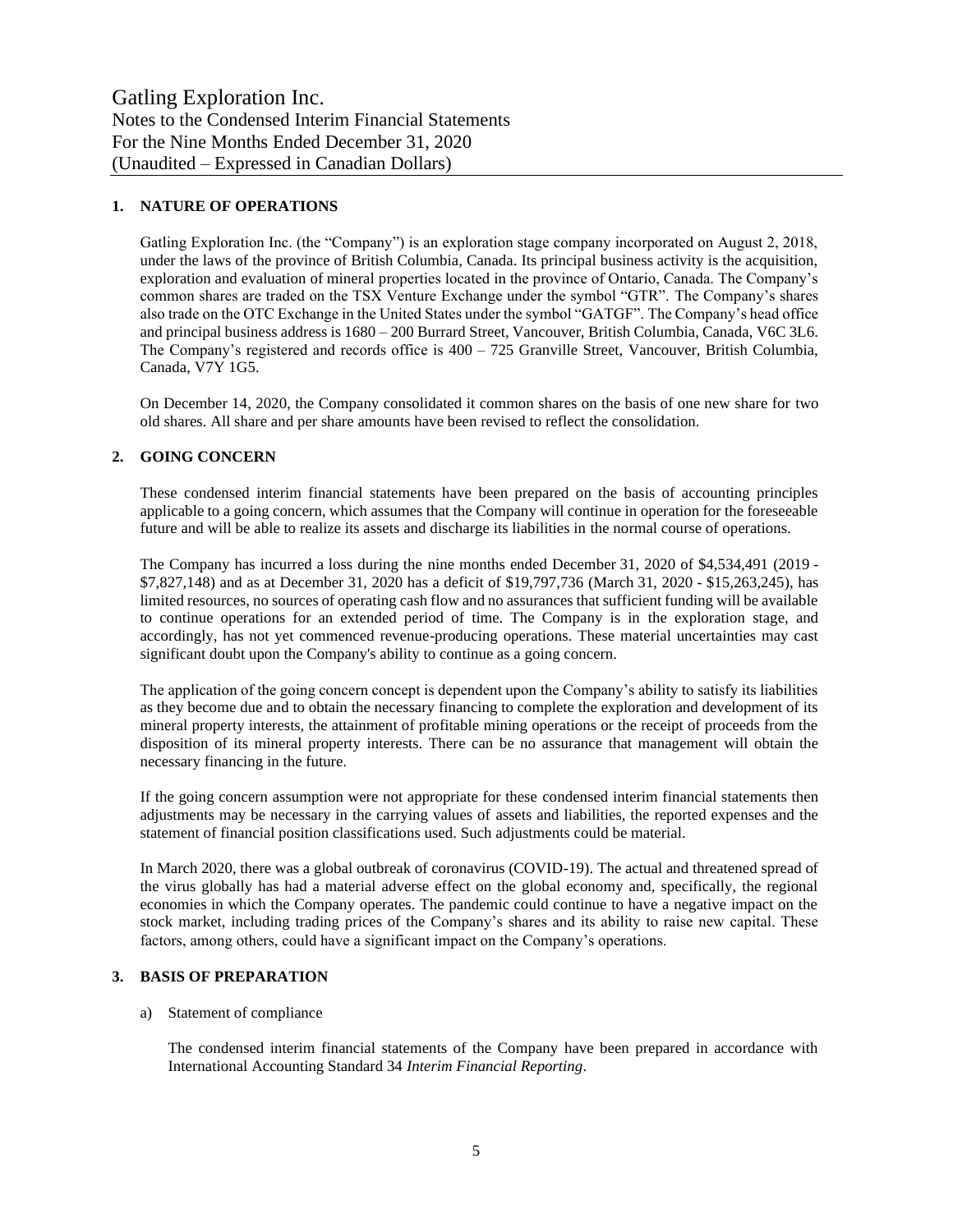## 1. NATURE OF OPERATIONS

Gatling Exploration Inc. (the "Company") is an exploration stage company incorporated on August 2, 2018, under the laws of the province of British Columbia, Canada. Its principal business activity is the acquisition, exploration and evaluation of mineral properties located in the province of Ontario, Canada. The Company's common shares are traded on the TSX Venture Exchange under the symbol "GTR". The Company's shares also trade on the OTC Exchange in the United States under the symbol "GATGF". The Company's head office and principal business address is 1680 – 200 Burrard Street, Vancouver, British Columbia, Canada, V6C 3L6. The Company's registered and records office is 400 – 725 Granville Street, Vancouver, British Columbia, Canada, V7Y 1G5.

On December 14, 2020, the Company consolidated it common shares on the basis of one new share for two old shares. All share and per share amounts have been revised to reflect the consolidation.

## 2. GOING CONCERN

These condensed interim financial statements have been prepared on the basis of accounting principles applicable to a going concern, which assumes that the Company will continue in operation for the foreseeable future and will be able to realize its assets and discharge its liabilities in the normal course of operations.

The Company has incurred a loss during the nine months ended December 31, 2020 of $4,534,491 (2019 - $7,827,148) and as at December 31, 2020 has a deficit of $19,797,736 (March 31, 2020 - $15,263,245), has limited resources, no sources of operating cash flow and no assurances that sufficient funding will be available to continue operations for an extended period of time. The Company is in the exploration stage, and accordingly, has not yet commenced revenue-producing operations. These material uncertainties may cast significant doubt upon the Company's ability to continue as a going concern.

The application of the going concern concept is dependent upon the Company's ability to satisfy its liabilities as they become due and to obtain the necessary financing to complete the exploration and development of its mineral property interests, the attainment of profitable mining operations or the receipt of proceeds from the disposition of its mineral property interests. There can be no assurance that management will obtain the necessary financing in the future.

If the going concern assumption were not appropriate for these condensed interim financial statements then adjustments may be necessary in the carrying values of assets and liabilities, the reported expenses and the statement of financial position classifications used. Such adjustments could be material.

In March 2020, there was a global outbreak of coronavirus (COVID-19). The actual and threatened spread of the virus globally has had a material adverse effect on the global economy and, specifically, the regional economies in which the Company operates. The pandemic could continue to have a negative impact on the stock market, including trading prices of the Company's shares and its ability to raise new capital. These factors, among others, could have a significant impact on the Company's operations.

## 3. BASIS OF PREPARATION

a) Statement of compliance

The condensed interim financial statements of the Company have been prepared in accordance with International Accounting Standard 34 *Interim Financial Reporting*.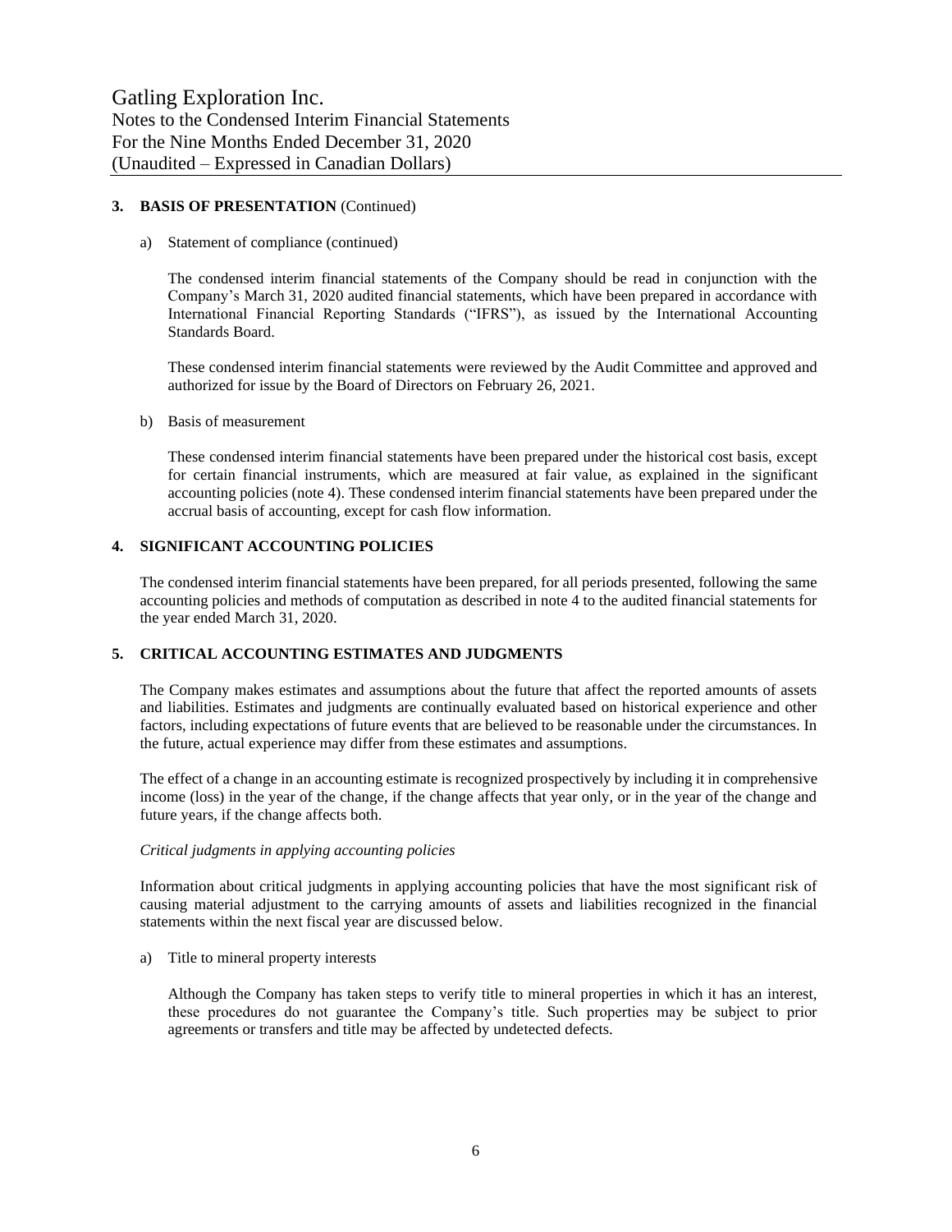## 3. BASIS OF PRESENTATION (Continued)

a) Statement of compliance (continued)

The condensed interim financial statements of the Company should be read in conjunction with the Company's March 31, 2020 audited financial statements, which have been prepared in accordance with International Financial Reporting Standards ("IFRS"), as issued by the International Accounting Standards Board.

These condensed interim financial statements were reviewed by the Audit Committee and approved and authorized for issue by the Board of Directors on February 26, 2021.

b) Basis of measurement

These condensed interim financial statements have been prepared under the historical cost basis, except for certain financial instruments, which are measured at fair value, as explained in the significant accounting policies (note 4). These condensed interim financial statements have been prepared under the accrual basis of accounting, except for cash flow information.

## 4. SIGNIFICANT ACCOUNTING POLICIES

The condensed interim financial statements have been prepared, for all periods presented, following the same accounting policies and methods of computation as described in note 4 to the audited financial statements for the year ended March 31, 2020.

## 5. CRITICAL ACCOUNTING ESTIMATES AND JUDGMENTS

The Company makes estimates and assumptions about the future that affect the reported amounts of assets and liabilities. Estimates and judgments are continually evaluated based on historical experience and other factors, including expectations of future events that are believed to be reasonable under the circumstances. In the future, actual experience may differ from these estimates and assumptions.

The effect of a change in an accounting estimate is recognized prospectively by including it in comprehensive income (loss) in the year of the change, if the change affects that year only, or in the year of the change and future years, if the change affects both.

*Critical judgments in applying accounting policies*

Information about critical judgments in applying accounting policies that have the most significant risk of causing material adjustment to the carrying amounts of assets and liabilities recognized in the financial statements within the next fiscal year are discussed below.

a) Title to mineral property interests

Although the Company has taken steps to verify title to mineral properties in which it has an interest, these procedures do not guarantee the Company's title. Such properties may be subject to prior agreements or transfers and title may be affected by undetected defects.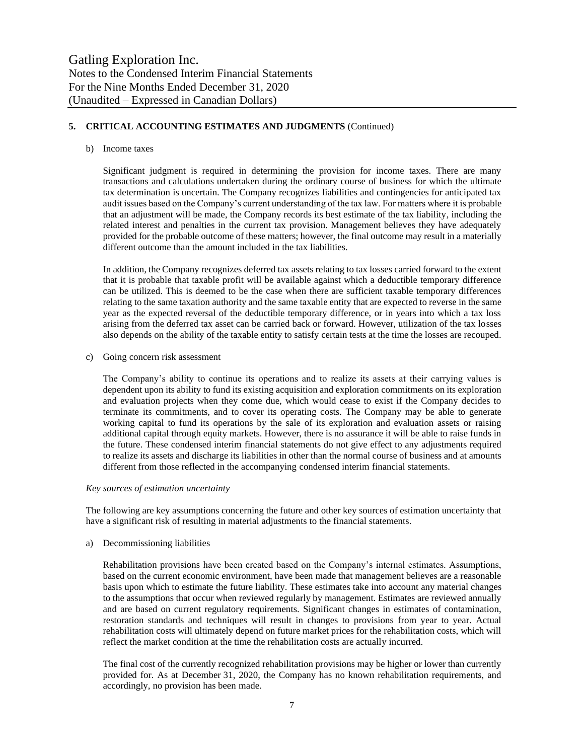## 5. CRITICAL ACCOUNTING ESTIMATES AND JUDGMENTS (Continued)

b) Income taxes

Significant judgment is required in determining the provision for income taxes. There are many transactions and calculations undertaken during the ordinary course of business for which the ultimate tax determination is uncertain. The Company recognizes liabilities and contingencies for anticipated tax audit issues based on the Company's current understanding of the tax law. For matters where it is probable that an adjustment will be made, the Company records its best estimate of the tax liability, including the related interest and penalties in the current tax provision. Management believes they have adequately provided for the probable outcome of these matters; however, the final outcome may result in a materially different outcome than the amount included in the tax liabilities.

In addition, the Company recognizes deferred tax assets relating to tax losses carried forward to the extent that it is probable that taxable profit will be available against which a deductible temporary difference can be utilized. This is deemed to be the case when there are sufficient taxable temporary differences relating to the same taxation authority and the same taxable entity that are expected to reverse in the same year as the expected reversal of the deductible temporary difference, or in years into which a tax loss arising from the deferred tax asset can be carried back or forward. However, utilization of the tax losses also depends on the ability of the taxable entity to satisfy certain tests at the time the losses are recouped.

c) Going concern risk assessment

The Company's ability to continue its operations and to realize its assets at their carrying values is dependent upon its ability to fund its existing acquisition and exploration commitments on its exploration and evaluation projects when they come due, which would cease to exist if the Company decides to terminate its commitments, and to cover its operating costs. The Company may be able to generate working capital to fund its operations by the sale of its exploration and evaluation assets or raising additional capital through equity markets. However, there is no assurance it will be able to raise funds in the future. These condensed interim financial statements do not give effect to any adjustments required to realize its assets and discharge its liabilities in other than the normal course of business and at amounts different from those reflected in the accompanying condensed interim financial statements.

*Key sources of estimation uncertainty*

The following are key assumptions concerning the future and other key sources of estimation uncertainty that have a significant risk of resulting in material adjustments to the financial statements.

a) Decommissioning liabilities

Rehabilitation provisions have been created based on the Company's internal estimates. Assumptions, based on the current economic environment, have been made that management believes are a reasonable basis upon which to estimate the future liability. These estimates take into account any material changes to the assumptions that occur when reviewed regularly by management. Estimates are reviewed annually and are based on current regulatory requirements. Significant changes in estimates of contamination, restoration standards and techniques will result in changes to provisions from year to year. Actual rehabilitation costs will ultimately depend on future market prices for the rehabilitation costs, which will reflect the market condition at the time the rehabilitation costs are actually incurred.

The final cost of the currently recognized rehabilitation provisions may be higher or lower than currently provided for. As at December 31, 2020, the Company has no known rehabilitation requirements, and accordingly, no provision has been made.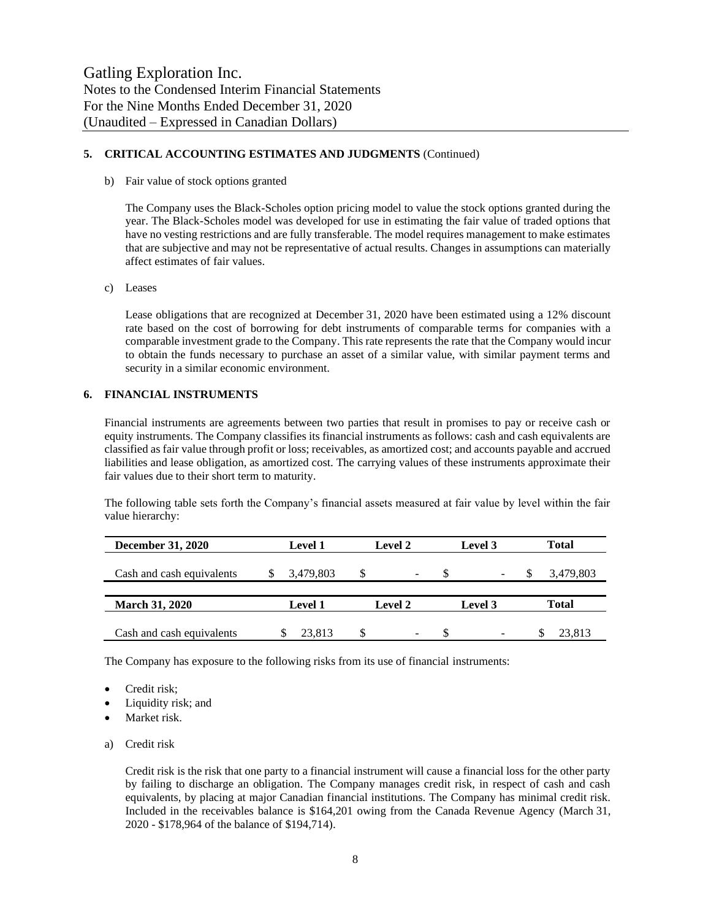### 5. CRITICAL ACCOUNTING ESTIMATES AND JUDGMENTS (Continued)

b) Fair value of stock options granted

The Company uses the Black-Scholes option pricing model to value the stock options granted during the year. The Black-Scholes model was developed for use in estimating the fair value of traded options that have no vesting restrictions and are fully transferable. The model requires management to make estimates that are subjective and may not be representative of actual results. Changes in assumptions can materially affect estimates of fair values.

c) Leases

Lease obligations that are recognized at December 31, 2020 have been estimated using a 12% discount rate based on the cost of borrowing for debt instruments of comparable terms for companies with a comparable investment grade to the Company. This rate represents the rate that the Company would incur to obtain the funds necessary to purchase an asset of a similar value, with similar payment terms and security in a similar economic environment.

### 6. FINANCIAL INSTRUMENTS

Financial instruments are agreements between two parties that result in promises to pay or receive cash or equity instruments. The Company classifies its financial instruments as follows: cash and cash equivalents are classified as fair value through profit or loss; receivables, as amortized cost; and accounts payable and accrued liabilities and lease obligation, as amortized cost. The carrying values of these instruments approximate their fair values due to their short term to maturity.

The following table sets forth the Company's financial assets measured at fair value by level within the fair value hierarchy:

| December 31, 2020 | Level 1 | Level 2 | Level 3 | Total |
|---|---|---|---|---|
| Cash and cash equivalents | $ 3,479,803 | $ - | $ - | $ 3,479,803 |

| March 31, 2020 | Level 1 | Level 2 | Level 3 | Total |
|---|---|---|---|---|
| Cash and cash equivalents | $ 23,813 | $ - | $ - | $ 23,813 |

The Company has exposure to the following risks from its use of financial instruments:

- Credit risk;
- Liquidity risk; and
- Market risk.

a) Credit risk

Credit risk is the risk that one party to a financial instrument will cause a financial loss for the other party by failing to discharge an obligation. The Company manages credit risk, in respect of cash and cash equivalents, by placing at major Canadian financial institutions. The Company has minimal credit risk. Included in the receivables balance is $164,201 owing from the Canada Revenue Agency (March 31, 2020 - $178,964 of the balance of $194,714).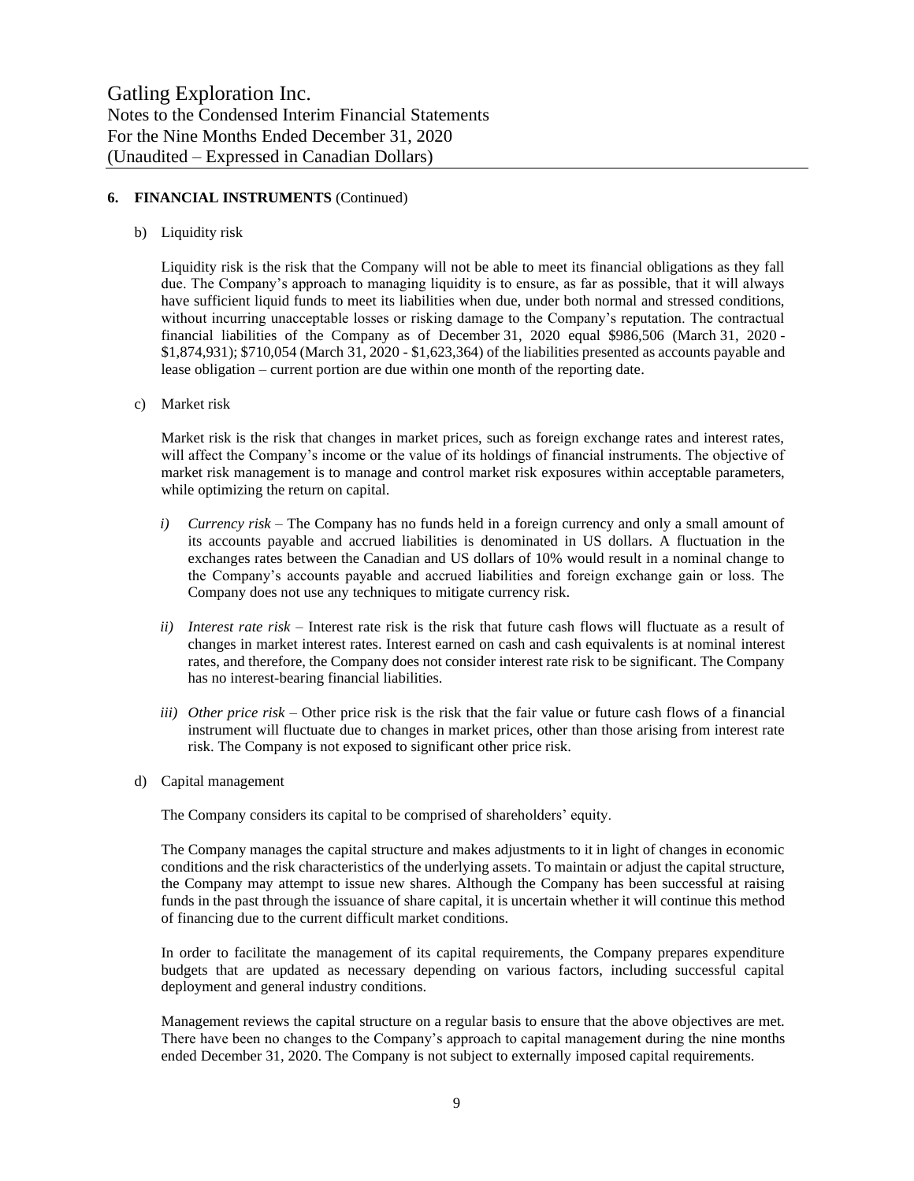## 6. FINANCIAL INSTRUMENTS (Continued)

b) Liquidity risk

Liquidity risk is the risk that the Company will not be able to meet its financial obligations as they fall due. The Company's approach to managing liquidity is to ensure, as far as possible, that it will always have sufficient liquid funds to meet its liabilities when due, under both normal and stressed conditions, without incurring unacceptable losses or risking damage to the Company's reputation. The contractual financial liabilities of the Company as of December 31, 2020 equal $986,506 (March 31, 2020 - $1,874,931); $710,054 (March 31, 2020 - $1,623,364) of the liabilities presented as accounts payable and lease obligation – current portion are due within one month of the reporting date.

c) Market risk

Market risk is the risk that changes in market prices, such as foreign exchange rates and interest rates, will affect the Company's income or the value of its holdings of financial instruments. The objective of market risk management is to manage and control market risk exposures within acceptable parameters, while optimizing the return on capital.

*i) Currency risk* – The Company has no funds held in a foreign currency and only a small amount of its accounts payable and accrued liabilities is denominated in US dollars. A fluctuation in the exchanges rates between the Canadian and US dollars of 10% would result in a nominal change to the Company's accounts payable and accrued liabilities and foreign exchange gain or loss. The Company does not use any techniques to mitigate currency risk.

*ii) Interest rate risk* – Interest rate risk is the risk that future cash flows will fluctuate as a result of changes in market interest rates. Interest earned on cash and cash equivalents is at nominal interest rates, and therefore, the Company does not consider interest rate risk to be significant. The Company has no interest-bearing financial liabilities.

*iii) Other price risk* – Other price risk is the risk that the fair value or future cash flows of a financial instrument will fluctuate due to changes in market prices, other than those arising from interest rate risk. The Company is not exposed to significant other price risk.

d) Capital management

The Company considers its capital to be comprised of shareholders' equity.

The Company manages the capital structure and makes adjustments to it in light of changes in economic conditions and the risk characteristics of the underlying assets. To maintain or adjust the capital structure, the Company may attempt to issue new shares. Although the Company has been successful at raising funds in the past through the issuance of share capital, it is uncertain whether it will continue this method of financing due to the current difficult market conditions.

In order to facilitate the management of its capital requirements, the Company prepares expenditure budgets that are updated as necessary depending on various factors, including successful capital deployment and general industry conditions.

Management reviews the capital structure on a regular basis to ensure that the above objectives are met. There have been no changes to the Company's approach to capital management during the nine months ended December 31, 2020. The Company is not subject to externally imposed capital requirements.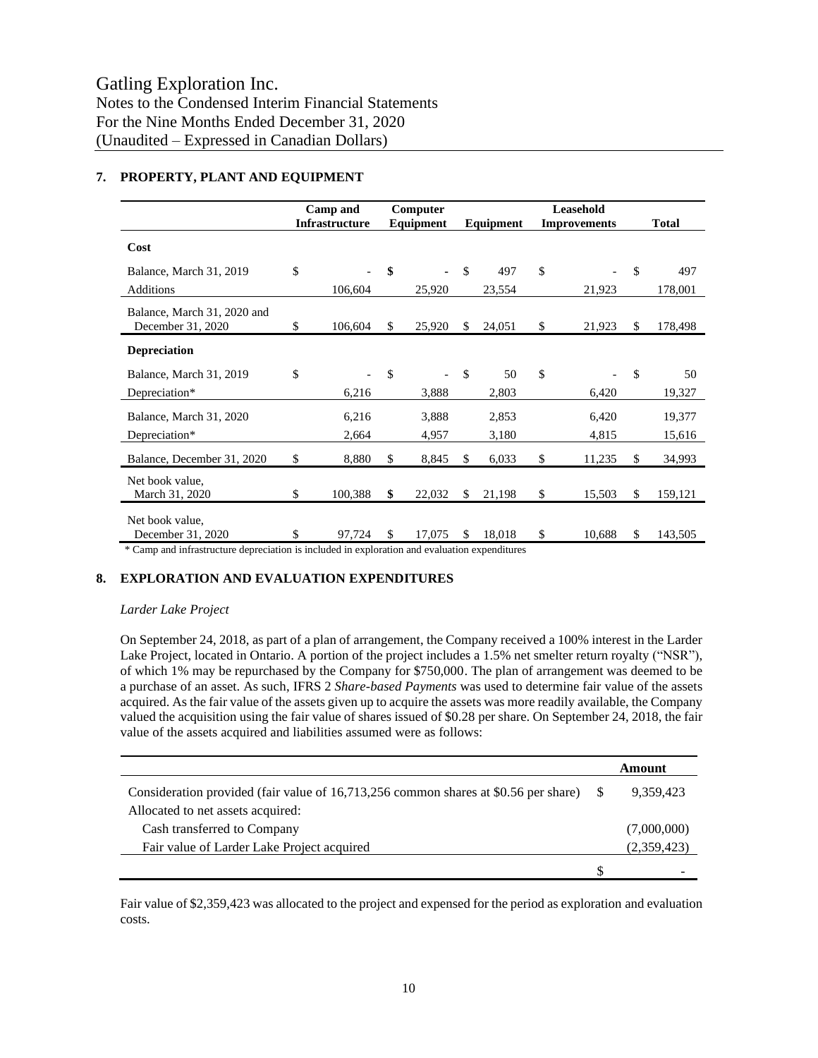Gatling Exploration Inc.
Notes to the Condensed Interim Financial Statements
For the Nine Months Ended December 31, 2020
(Unaudited – Expressed in Canadian Dollars)

## 7. PROPERTY, PLANT AND EQUIPMENT

| | Camp and Infrastructure | Computer Equipment | Equipment | Leasehold Improvements | Total |
|---|---|---|---|---|---|
| **Cost** | | | | | |
| Balance, March 31, 2019 | $ - | $ - | $ 497 | $ - | $ 497 |
| Additions | 106,604 | 25,920 | 23,554 | 21,923 | 178,001 |
| Balance, March 31, 2020 and December 31, 2020 | $ 106,604 | $ 25,920 | $ 24,051 | $ 21,923 | $ 178,498 |
| **Depreciation** | | | | | |
| Balance, March 31, 2019 | $ - | $ - | $ 50 | $ - | $ 50 |
| Depreciation* | 6,216 | 3,888 | 2,803 | 6,420 | 19,327 |
| Balance, March 31, 2020 | 6,216 | 3,888 | 2,853 | 6,420 | 19,377 |
| Depreciation* | 2,664 | 4,957 | 3,180 | 4,815 | 15,616 |
| Balance, December 31, 2020 | $ 8,880 | $ 8,845 | $ 6,033 | $ 11,235 | $ 34,993 |
| Net book value, March 31, 2020 | $ 100,388 | $ 22,032 | $ 21,198 | $ 15,503 | $ 159,121 |
| Net book value, December 31, 2020 | $ 97,724 | $ 17,075 | $ 18,018 | $ 10,688 | $ 143,505 |

\* Camp and infrastructure depreciation is included in exploration and evaluation expenditures

## 8. EXPLORATION AND EVALUATION EXPENDITURES

*Larder Lake Project*

On September 24, 2018, as part of a plan of arrangement, the Company received a 100% interest in the Larder Lake Project, located in Ontario. A portion of the project includes a 1.5% net smelter return royalty ("NSR"), of which 1% may be repurchased by the Company for $750,000. The plan of arrangement was deemed to be a purchase of an asset. As such, IFRS 2 *Share-based Payments* was used to determine fair value of the assets acquired. As the fair value of the assets given up to acquire the assets was more readily available, the Company valued the acquisition using the fair value of shares issued of $0.28 per share. On September 24, 2018, the fair value of the assets acquired and liabilities assumed were as follows:

| | Amount |
|---|---|
| Consideration provided (fair value of 16,713,256 common shares at $0.56 per share) | $ 9,359,423 |
| Allocated to net assets acquired: | |
| Cash transferred to Company | (7,000,000) |
| Fair value of Larder Lake Project acquired | (2,359,423) |
| | $ - |

Fair value of $2,359,423 was allocated to the project and expensed for the period as exploration and evaluation costs.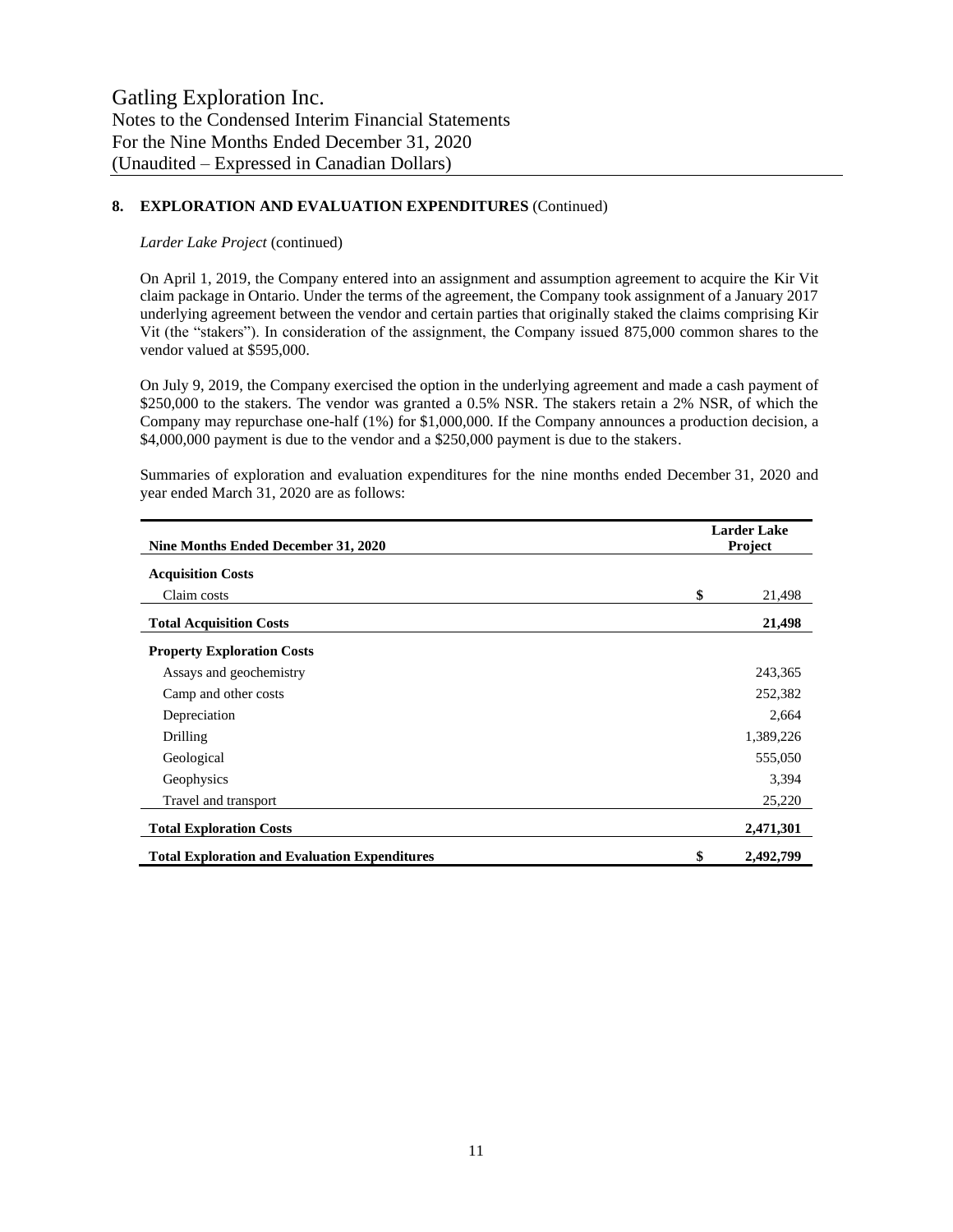## 8. EXPLORATION AND EVALUATION EXPENDITURES (Continued)

*Larder Lake Project* (continued)

On April 1, 2019, the Company entered into an assignment and assumption agreement to acquire the Kir Vit claim package in Ontario. Under the terms of the agreement, the Company took assignment of a January 2017 underlying agreement between the vendor and certain parties that originally staked the claims comprising Kir Vit (the "stakers"). In consideration of the assignment, the Company issued 875,000 common shares to the vendor valued at $595,000.

On July 9, 2019, the Company exercised the option in the underlying agreement and made a cash payment of $250,000 to the stakers. The vendor was granted a 0.5% NSR. The stakers retain a 2% NSR, of which the Company may repurchase one-half (1%) for $1,000,000. If the Company announces a production decision, a $4,000,000 payment is due to the vendor and a $250,000 payment is due to the stakers.

Summaries of exploration and evaluation expenditures for the nine months ended December 31, 2020 and year ended March 31, 2020 are as follows:

| Nine Months Ended December 31, 2020 | Larder Lake Project |
|---|---|
| **Acquisition Costs** | |
| Claim costs | $ 21,498 |
| **Total Acquisition Costs** | **21,498** |
| **Property Exploration Costs** | |
| Assays and geochemistry | 243,365 |
| Camp and other costs | 252,382 |
| Depreciation | 2,664 |
| Drilling | 1,389,226 |
| Geological | 555,050 |
| Geophysics | 3,394 |
| Travel and transport | 25,220 |
| **Total Exploration Costs** | **2,471,301** |
| **Total Exploration and Evaluation Expenditures** | **$ 2,492,799** |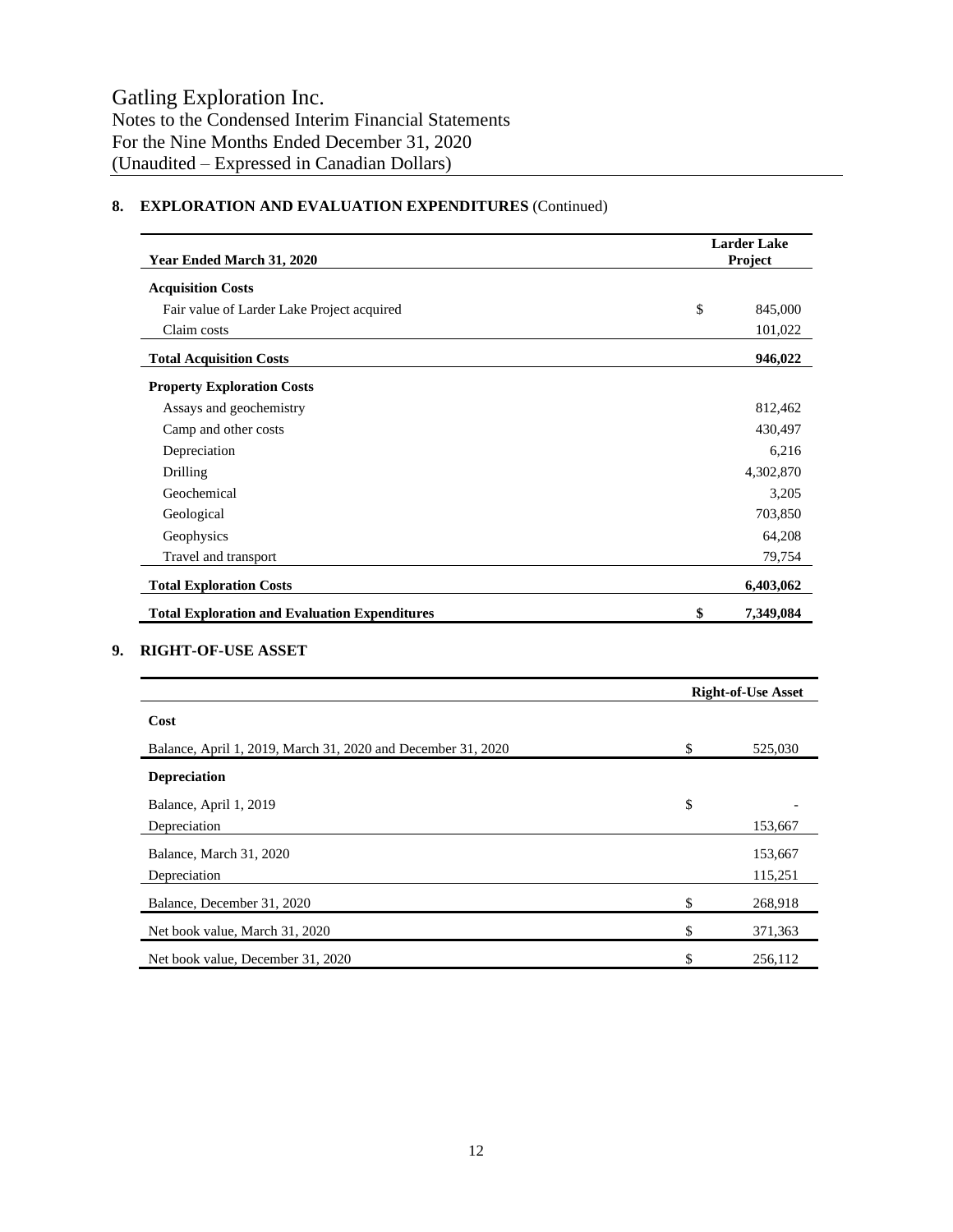## 8. EXPLORATION AND EVALUATION EXPENDITURES (Continued)

| Year Ended March 31, 2020 | Larder Lake Project |
|---|---|
| **Acquisition Costs** | |
| Fair value of Larder Lake Project acquired | $ 845,000 |
| Claim costs | 101,022 |
| **Total Acquisition Costs** | **946,022** |
| **Property Exploration Costs** | |
| Assays and geochemistry | 812,462 |
| Camp and other costs | 430,497 |
| Depreciation | 6,216 |
| Drilling | 4,302,870 |
| Geochemical | 3,205 |
| Geological | 703,850 |
| Geophysics | 64,208 |
| Travel and transport | 79,754 |
| **Total Exploration Costs** | **6,403,062** |
| **Total Exploration and Evaluation Expenditures** | **$ 7,349,084** |

## 9. RIGHT-OF-USE ASSET

| | Right-of-Use Asset |
|---|---|
| **Cost** | |
| Balance, April 1, 2019, March 31, 2020 and December 31, 2020 | $ 525,030 |
| **Depreciation** | |
| Balance, April 1, 2019 | $ - |
| Depreciation | 153,667 |
| Balance, March 31, 2020 | 153,667 |
| Depreciation | 115,251 |
| Balance, December 31, 2020 | $ 268,918 |
| Net book value, March 31, 2020 | $ 371,363 |
| Net book value, December 31, 2020 | $ 256,112 |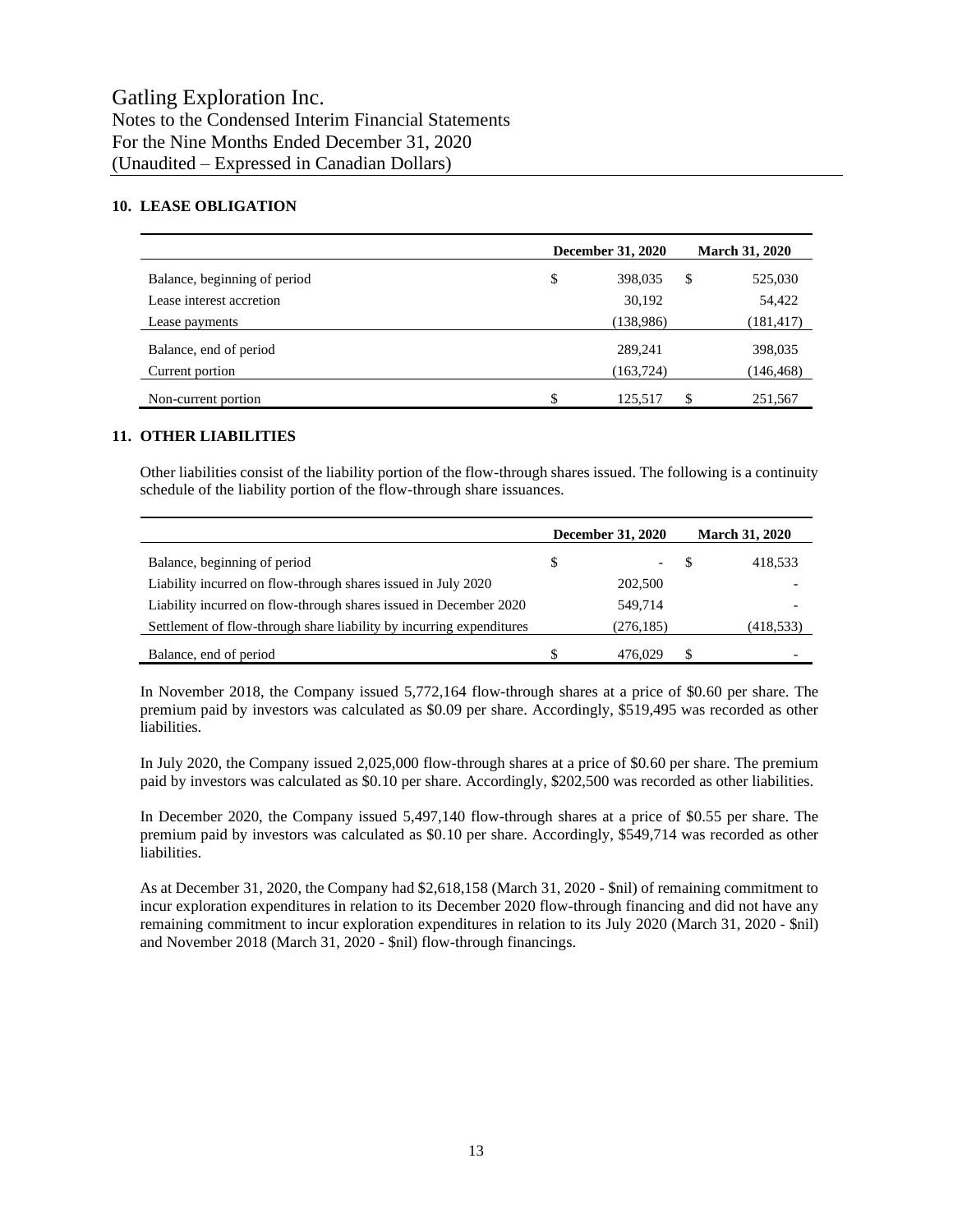## 10. LEASE OBLIGATION

| | December 31, 2020 | March 31, 2020 |
|---|---|---|
| Balance, beginning of period | $ 398,035 | $ 525,030 |
| Lease interest accretion | 30,192 | 54,422 |
| Lease payments | (138,986) | (181,417) |
| Balance, end of period | 289,241 | 398,035 |
| Current portion | (163,724) | (146,468) |
| Non-current portion | $ 125,517 | $ 251,567 |

## 11. OTHER LIABILITIES

Other liabilities consist of the liability portion of the flow-through shares issued. The following is a continuity schedule of the liability portion of the flow-through share issuances.

| | December 31, 2020 | March 31, 2020 |
|---|---|---|
| Balance, beginning of period | $ - | $ 418,533 |
| Liability incurred on flow-through shares issued in July 2020 | 202,500 | - |
| Liability incurred on flow-through shares issued in December 2020 | 549,714 | - |
| Settlement of flow-through share liability by incurring expenditures | (276,185) | (418,533) |
| Balance, end of period | $ 476,029 | $ - |

In November 2018, the Company issued 5,772,164 flow-through shares at a price of $0.60 per share. The premium paid by investors was calculated as $0.09 per share. Accordingly, $519,495 was recorded as other liabilities.

In July 2020, the Company issued 2,025,000 flow-through shares at a price of $0.60 per share. The premium paid by investors was calculated as $0.10 per share. Accordingly, $202,500 was recorded as other liabilities.

In December 2020, the Company issued 5,497,140 flow-through shares at a price of $0.55 per share. The premium paid by investors was calculated as $0.10 per share. Accordingly, $549,714 was recorded as other liabilities.

As at December 31, 2020, the Company had $2,618,158 (March 31, 2020 - $nil) of remaining commitment to incur exploration expenditures in relation to its December 2020 flow-through financing and did not have any remaining commitment to incur exploration expenditures in relation to its July 2020 (March 31, 2020 - $nil) and November 2018 (March 31, 2020 - $nil) flow-through financings.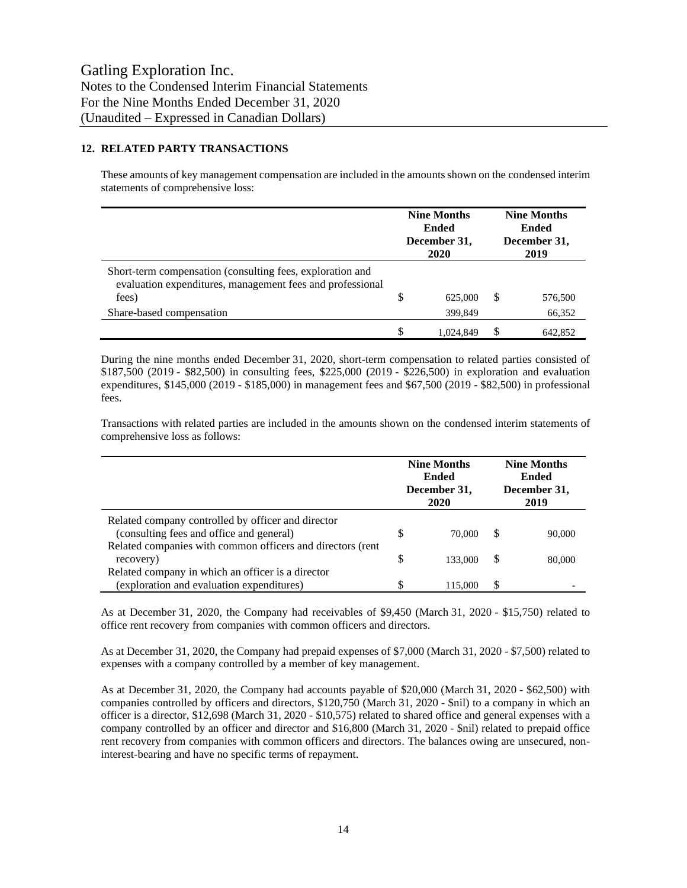## 12. RELATED PARTY TRANSACTIONS

These amounts of key management compensation are included in the amounts shown on the condensed interim statements of comprehensive loss:

| | Nine Months Ended December 31, 2020 | Nine Months Ended December 31, 2019 |
|---|---|---|
| Short-term compensation (consulting fees, exploration and evaluation expenditures, management fees and professional fees) | $ 625,000 | $ 576,500 |
| Share-based compensation | 399,849 | 66,352 |
| | $ 1,024,849 | $ 642,852 |

During the nine months ended December 31, 2020, short-term compensation to related parties consisted of $187,500 (2019 - $82,500) in consulting fees, $225,000 (2019 - $226,500) in exploration and evaluation expenditures, $145,000 (2019 - $185,000) in management fees and $67,500 (2019 - $82,500) in professional fees.

Transactions with related parties are included in the amounts shown on the condensed interim statements of comprehensive loss as follows:

| | Nine Months Ended December 31, 2020 | Nine Months Ended December 31, 2019 |
|---|---|---|
| Related company controlled by officer and director (consulting fees and office and general) | $ 70,000 | $ 90,000 |
| Related companies with common officers and directors (rent recovery) | $ 133,000 | $ 80,000 |
| Related company in which an officer is a director (exploration and evaluation expenditures) | $ 115,000 | $ - |

As at December 31, 2020, the Company had receivables of $9,450 (March 31, 2020 - $15,750) related to office rent recovery from companies with common officers and directors.

As at December 31, 2020, the Company had prepaid expenses of $7,000 (March 31, 2020 - $7,500) related to expenses with a company controlled by a member of key management.

As at December 31, 2020, the Company had accounts payable of $20,000 (March 31, 2020 - $62,500) with companies controlled by officers and directors, $120,750 (March 31, 2020 - $nil) to a company in which an officer is a director, $12,698 (March 31, 2020 - $10,575) related to shared office and general expenses with a company controlled by an officer and director and $16,800 (March 31, 2020 - $nil) related to prepaid office rent recovery from companies with common officers and directors. The balances owing are unsecured, non-interest-bearing and have no specific terms of repayment.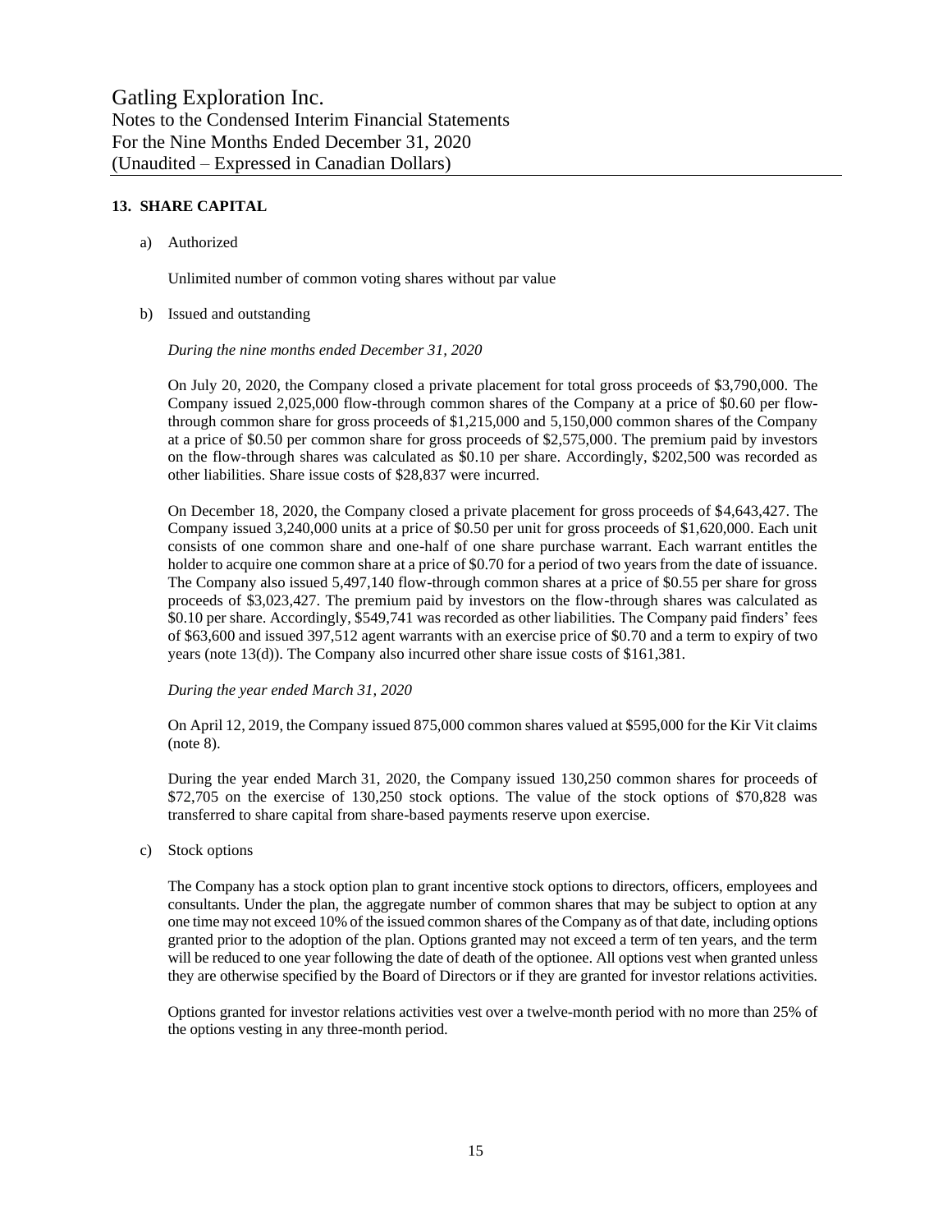## 13. SHARE CAPITAL

a) Authorized

Unlimited number of common voting shares without par value

b) Issued and outstanding

*During the nine months ended December 31, 2020*

On July 20, 2020, the Company closed a private placement for total gross proceeds of $3,790,000. The Company issued 2,025,000 flow-through common shares of the Company at a price of $0.60 per flow-through common share for gross proceeds of $1,215,000 and 5,150,000 common shares of the Company at a price of $0.50 per common share for gross proceeds of $2,575,000. The premium paid by investors on the flow-through shares was calculated as $0.10 per share. Accordingly, $202,500 was recorded as other liabilities. Share issue costs of $28,837 were incurred.

On December 18, 2020, the Company closed a private placement for gross proceeds of $4,643,427. The Company issued 3,240,000 units at a price of $0.50 per unit for gross proceeds of $1,620,000. Each unit consists of one common share and one-half of one share purchase warrant. Each warrant entitles the holder to acquire one common share at a price of $0.70 for a period of two years from the date of issuance. The Company also issued 5,497,140 flow-through common shares at a price of $0.55 per share for gross proceeds of $3,023,427. The premium paid by investors on the flow-through shares was calculated as $0.10 per share. Accordingly, $549,741 was recorded as other liabilities. The Company paid finders' fees of $63,600 and issued 397,512 agent warrants with an exercise price of $0.70 and a term to expiry of two years (note 13(d)). The Company also incurred other share issue costs of $161,381.

*During the year ended March 31, 2020*

On April 12, 2019, the Company issued 875,000 common shares valued at $595,000 for the Kir Vit claims (note 8).

During the year ended March 31, 2020, the Company issued 130,250 common shares for proceeds of $72,705 on the exercise of 130,250 stock options. The value of the stock options of $70,828 was transferred to share capital from share-based payments reserve upon exercise.

c) Stock options

The Company has a stock option plan to grant incentive stock options to directors, officers, employees and consultants. Under the plan, the aggregate number of common shares that may be subject to option at any one time may not exceed 10% of the issued common shares of the Company as of that date, including options granted prior to the adoption of the plan. Options granted may not exceed a term of ten years, and the term will be reduced to one year following the date of death of the optionee. All options vest when granted unless they are otherwise specified by the Board of Directors or if they are granted for investor relations activities.

Options granted for investor relations activities vest over a twelve-month period with no more than 25% of the options vesting in any three-month period.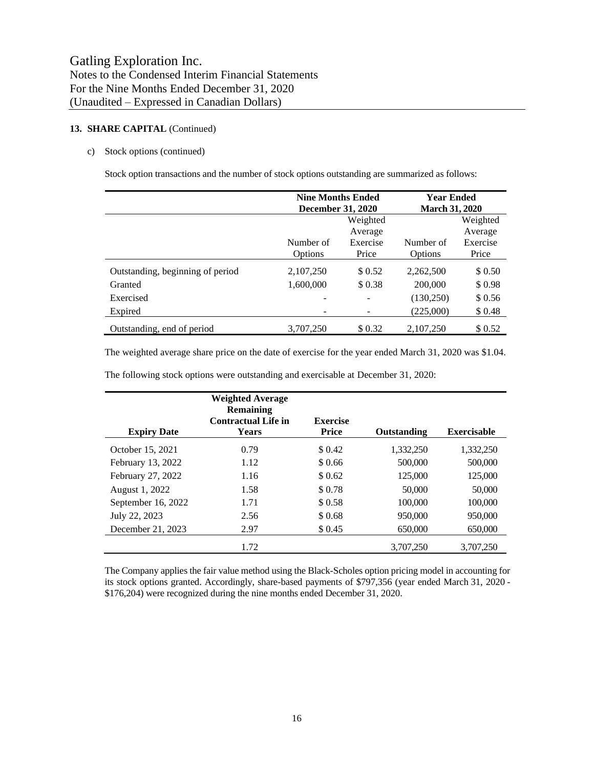Gatling Exploration Inc.
Notes to the Condensed Interim Financial Statements
For the Nine Months Ended December 31, 2020
(Unaudited – Expressed in Canadian Dollars)

**13. SHARE CAPITAL** (Continued)

c) Stock options (continued)

Stock option transactions and the number of stock options outstanding are summarized as follows:

| | **Nine Months Ended December 31, 2020** | | **Year Ended March 31, 2020** | |
|---|---|---|---|---|
| | Number of Options | Weighted Average Exercise Price | Number of Options | Weighted Average Exercise Price |
| Outstanding, beginning of period | 2,107,250 | $ 0.52 | 2,262,500 | $ 0.50 |
| Granted | 1,600,000 | $ 0.38 | 200,000 | $ 0.98 |
| Exercised | - | - | (130,250) | $ 0.56 |
| Expired | - | - | (225,000) | $ 0.48 |
| Outstanding, end of period | 3,707,250 | $ 0.32 | 2,107,250 | $ 0.52 |

The weighted average share price on the date of exercise for the year ended March 31, 2020 was $1.04.

The following stock options were outstanding and exercisable at December 31, 2020:

| **Expiry Date** | **Weighted Average Remaining Contractual Life in Years** | **Exercise Price** | **Outstanding** | **Exercisable** |
|---|---|---|---|---|
| October 15, 2021 | 0.79 | $ 0.42 | 1,332,250 | 1,332,250 |
| February 13, 2022 | 1.12 | $ 0.66 | 500,000 | 500,000 |
| February 27, 2022 | 1.16 | $ 0.62 | 125,000 | 125,000 |
| August 1, 2022 | 1.58 | $ 0.78 | 50,000 | 50,000 |
| September 16, 2022 | 1.71 | $ 0.58 | 100,000 | 100,000 |
| July 22, 2023 | 2.56 | $ 0.68 | 950,000 | 950,000 |
| December 21, 2023 | 2.97 | $ 0.45 | 650,000 | 650,000 |
| | 1.72 | | 3,707,250 | 3,707,250 |

The Company applies the fair value method using the Black-Scholes option pricing model in accounting for its stock options granted. Accordingly, share-based payments of $797,356 (year ended March 31, 2020 - $176,204) were recognized during the nine months ended December 31, 2020.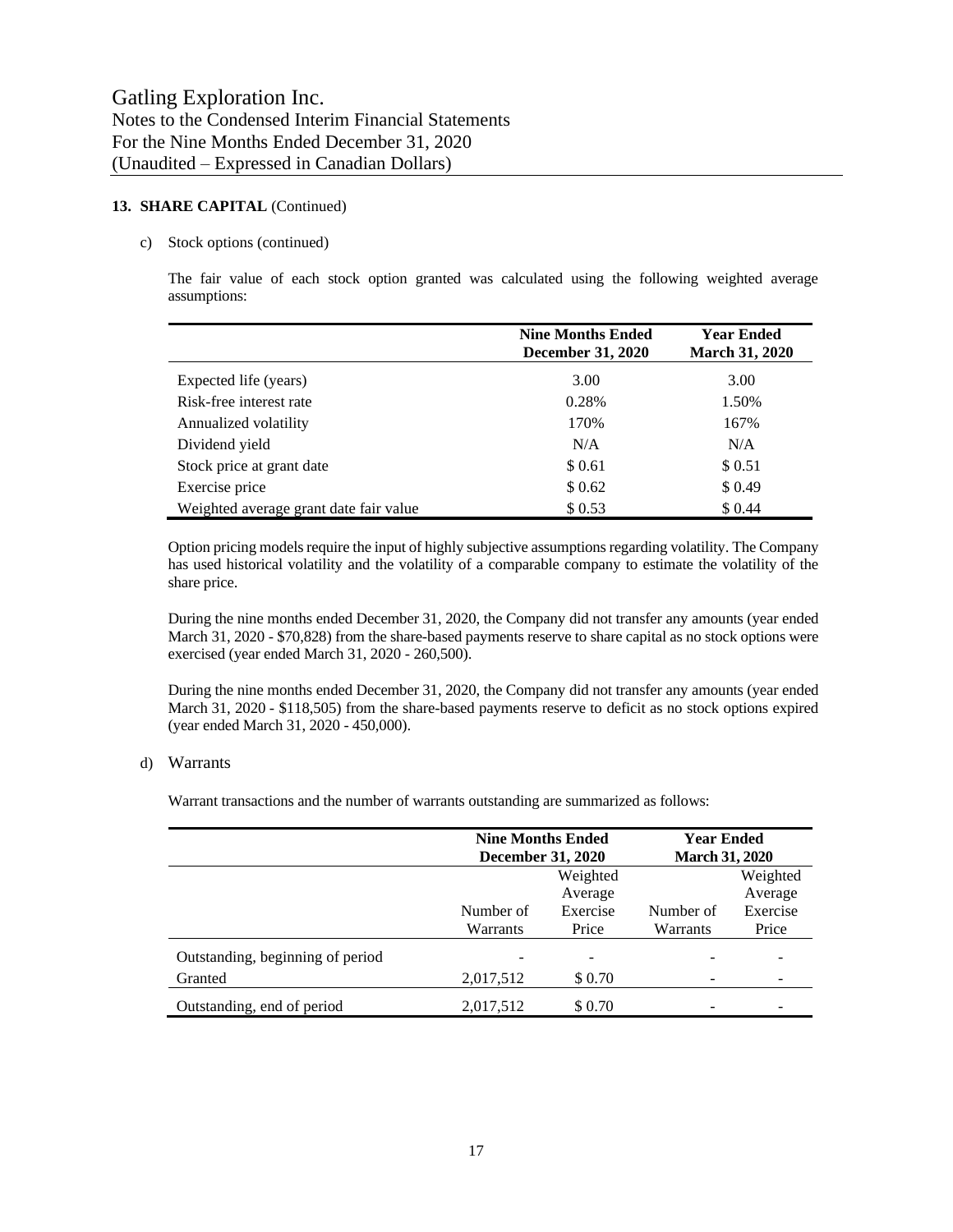### 13. SHARE CAPITAL (Continued)

c) Stock options (continued)

The fair value of each stock option granted was calculated using the following weighted average assumptions:

| | Nine Months Ended December 31, 2020 | Year Ended March 31, 2020 |
|---|---|---|
| Expected life (years) | 3.00 | 3.00 |
| Risk-free interest rate | 0.28% | 1.50% |
| Annualized volatility | 170% | 167% |
| Dividend yield | N/A | N/A |
| Stock price at grant date | $ 0.61 | $ 0.51 |
| Exercise price | $ 0.62 | $ 0.49 |
| Weighted average grant date fair value | $ 0.53 | $ 0.44 |

Option pricing models require the input of highly subjective assumptions regarding volatility. The Company has used historical volatility and the volatility of a comparable company to estimate the volatility of the share price.

During the nine months ended December 31, 2020, the Company did not transfer any amounts (year ended March 31, 2020 - $70,828) from the share-based payments reserve to share capital as no stock options were exercised (year ended March 31, 2020 - 260,500).

During the nine months ended December 31, 2020, the Company did not transfer any amounts (year ended March 31, 2020 - $118,505) from the share-based payments reserve to deficit as no stock options expired (year ended March 31, 2020 - 450,000).

d) Warrants

Warrant transactions and the number of warrants outstanding are summarized as follows:

| | Nine Months Ended December 31, 2020 | | Year Ended March 31, 2020 | |
|---|---|---|---|---|
| | Number of Warrants | Weighted Average Exercise Price | Number of Warrants | Weighted Average Exercise Price |
| Outstanding, beginning of period | - | - | - | - |
| Granted | 2,017,512 | $ 0.70 | - | - |
| Outstanding, end of period | 2,017,512 | $ 0.70 | - | - |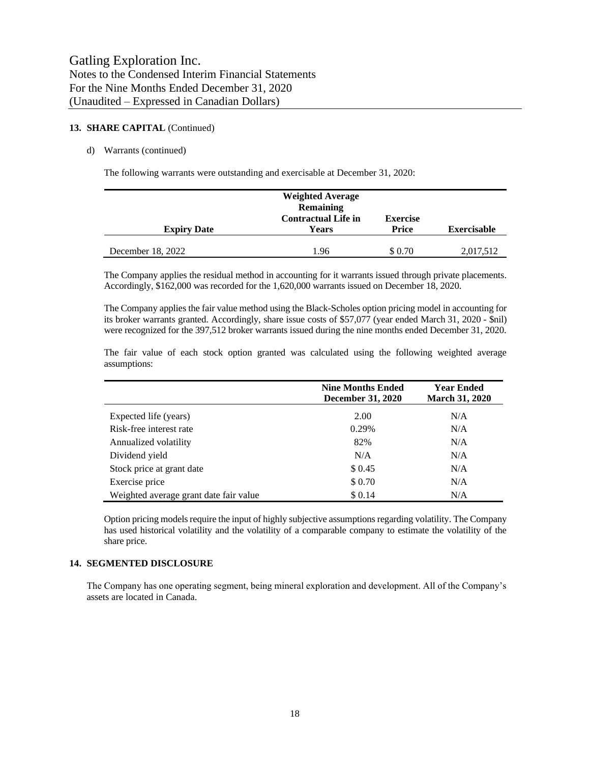## 13. SHARE CAPITAL (Continued)

d) Warrants (continued)

The following warrants were outstanding and exercisable at December 31, 2020:

| Expiry Date | Weighted Average Remaining Contractual Life in Years | Exercise Price | Exercisable |
|---|---|---|---|
| December 18, 2022 | 1.96 | $ 0.70 | 2,017,512 |

The Company applies the residual method in accounting for it warrants issued through private placements. Accordingly, $162,000 was recorded for the 1,620,000 warrants issued on December 18, 2020.

The Company applies the fair value method using the Black-Scholes option pricing model in accounting for its broker warrants granted. Accordingly, share issue costs of $57,077 (year ended March 31, 2020 - $nil) were recognized for the 397,512 broker warrants issued during the nine months ended December 31, 2020.

The fair value of each stock option granted was calculated using the following weighted average assumptions:

| | Nine Months Ended December 31, 2020 | Year Ended March 31, 2020 |
|---|---|---|
| Expected life (years) | 2.00 | N/A |
| Risk-free interest rate | 0.29% | N/A |
| Annualized volatility | 82% | N/A |
| Dividend yield | N/A | N/A |
| Stock price at grant date | $ 0.45 | N/A |
| Exercise price | $ 0.70 | N/A |
| Weighted average grant date fair value | $ 0.14 | N/A |

Option pricing models require the input of highly subjective assumptions regarding volatility. The Company has used historical volatility and the volatility of a comparable company to estimate the volatility of the share price.

## 14. SEGMENTED DISCLOSURE

The Company has one operating segment, being mineral exploration and development. All of the Company's assets are located in Canada.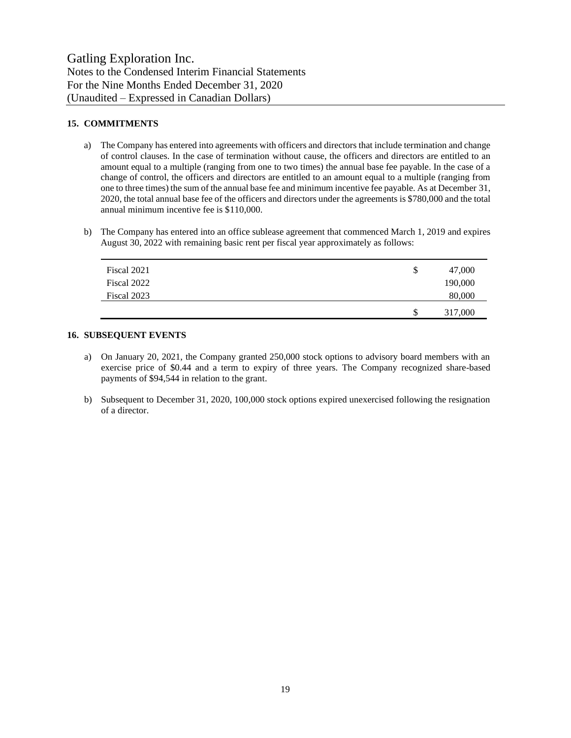## 15. COMMITMENTS

a) The Company has entered into agreements with officers and directors that include termination and change of control clauses. In the case of termination without cause, the officers and directors are entitled to an amount equal to a multiple (ranging from one to two times) the annual base fee payable. In the case of a change of control, the officers and directors are entitled to an amount equal to a multiple (ranging from one to three times) the sum of the annual base fee and minimum incentive fee payable. As at December 31, 2020, the total annual base fee of the officers and directors under the agreements is $780,000 and the total annual minimum incentive fee is $110,000.

b) The Company has entered into an office sublease agreement that commenced March 1, 2019 and expires August 30, 2022 with remaining basic rent per fiscal year approximately as follows:

| | | |
|---|---|---|
| Fiscal 2021 | $ | 47,000 |
| Fiscal 2022 | | 190,000 |
| Fiscal 2023 | | 80,000 |
| | $ | 317,000 |

## 16. SUBSEQUENT EVENTS

a) On January 20, 2021, the Company granted 250,000 stock options to advisory board members with an exercise price of $0.44 and a term to expiry of three years. The Company recognized share-based payments of $94,544 in relation to the grant.

b) Subsequent to December 31, 2020, 100,000 stock options expired unexercised following the resignation of a director.